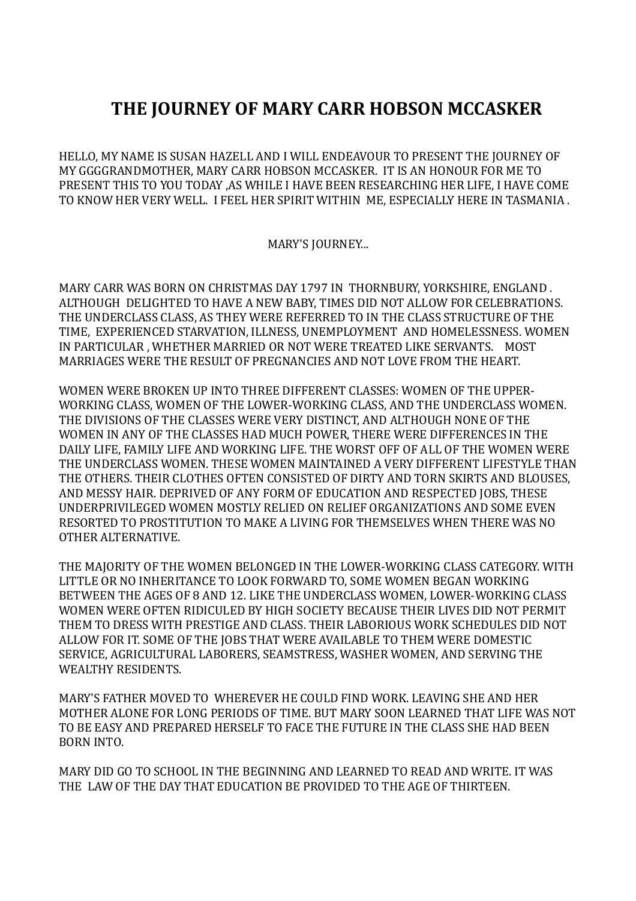# THE JOURNEY OF MARY CARR HOBSON MCCASKER

HELLO, MY NAME IS SUSAN HAZELL AND I WILL ENDEAVOUR TO PRESENT THE JOURNEY OF MY GGGGRANDMOTHER, MARY CARR HOBSON MCCASKER. IT IS AN HONOUR FOR ME TO PRESENT THIS TO YOU TODAY ,AS WHILE I HAVE BEEN RESEARCHING HER LIFE, I HAVE COME TO KNOW HER VERY WELL. I FEEL HER SPIRIT WITHIN ME, ESPECIALLY HERE IN TASMANIA .

MARY'S JOURNEY...

MARY CARR WAS BORN ON CHRISTMAS DAY 1797 IN THORNBURY, YORKSHIRE, ENGLAND . ALTHOUGH DELIGHTED TO HAVE A NEW BABY, TIMES DID NOT ALLOW FOR CELEBRATIONS. THE UNDERCLASS CLASS, AS THEY WERE REFERRED TO IN THE CLASS STRUCTURE OF THE TIME, EXPERIENCED STARVATION, ILLNESS, UNEMPLOYMENT AND HOMELESSNESS. WOMEN IN PARTICULAR , WHETHER MARRIED OR NOT WERE TREATED LIKE SERVANTS. MOST MARRIAGES WERE THE RESULT OF PREGNANCIES AND NOT LOVE FROM THE HEART.

WOMEN WERE BROKEN UP INTO THREE DIFFERENT CLASSES: WOMEN OF THE UPPER-WORKING CLASS, WOMEN OF THE LOWER-WORKING CLASS, AND THE UNDERCLASS WOMEN. THE DIVISIONS OF THE CLASSES WERE VERY DISTINCT, AND ALTHOUGH NONE OF THE WOMEN IN ANY OF THE CLASSES HAD MUCH POWER, THERE WERE DIFFERENCES IN THE DAILY LIFE, FAMILY LIFE AND WORKING LIFE. THE WORST OFF OF ALL OF THE WOMEN WERE THE UNDERCLASS WOMEN. THESE WOMEN MAINTAINED A VERY DIFFERENT LIFESTYLE THAN THE OTHERS. THEIR CLOTHES OFTEN CONSISTED OF DIRTY AND TORN SKIRTS AND BLOUSES, AND MESSY HAIR. DEPRIVED OF ANY FORM OF EDUCATION AND RESPECTED JOBS, THESE UNDERPRIVILEGED WOMEN MOSTLY RELIED ON RELIEF ORGANIZATIONS AND SOME EVEN RESORTED TO PROSTITUTION TO MAKE A LIVING FOR THEMSELVES WHEN THERE WAS NO OTHER ALTERNATIVE.

THE MAJORITY OF THE WOMEN BELONGED IN THE LOWER-WORKING CLASS CATEGORY. WITH LITTLE OR NO INHERITANCE TO LOOK FORWARD TO, SOME WOMEN BEGAN WORKING BETWEEN THE AGES OF 8 AND 12. LIKE THE UNDERCLASS WOMEN, LOWER-WORKING CLASS WOMEN WERE OFTEN RIDICULED BY HIGH SOCIETY BECAUSE THEIR LIVES DID NOT PERMIT THEM TO DRESS WITH PRESTIGE AND CLASS. THEIR LABORIOUS WORK SCHEDULES DID NOT ALLOW FOR IT. SOME OF THE JOBS THAT WERE AVAILABLE TO THEM WERE DOMESTIC SERVICE, AGRICULTURAL LABORERS, SEAMSTRESS, WASHER WOMEN, AND SERVING THE WEALTHY RESIDENTS.

MARY'S FATHER MOVED TO WHEREVER HE COULD FIND WORK. LEAVING SHE AND HER MOTHER ALONE FOR LONG PERIODS OF TIME. BUT MARY SOON LEARNED THAT LIFE WAS NOT TO BE EASY AND PREPARED HERSELF TO FACE THE FUTURE IN THE CLASS SHE HAD BEEN BORN INTO.

MARY DID GO TO SCHOOL IN THE BEGINNING AND LEARNED TO READ AND WRITE. IT WAS THE LAW OF THE DAY THAT EDUCATION BE PROVIDED TO THE AGE OF THIRTEEN.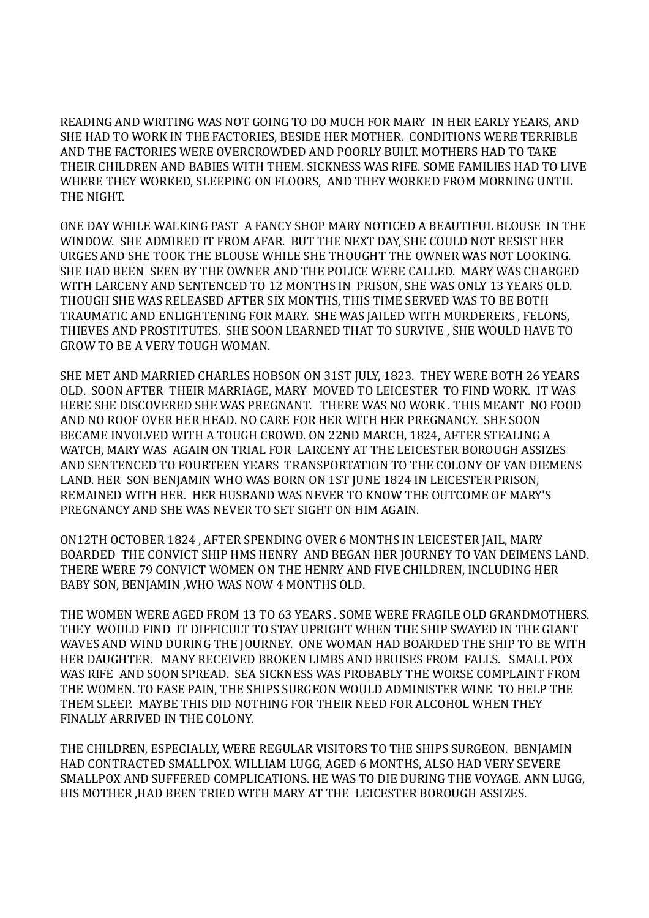READING AND WRITING WAS NOT GOING TO DO MUCH FOR MARY IN HER EARLY YEARS, AND SHE HAD TO WORK IN THE FACTORIES, BESIDE HER MOTHER. CONDITIONS WERE TERRIBLE AND THE FACTORIES WERE OVERCROWDED AND POORLY BUILT. MOTHERS HAD TO TAKE THEIR CHILDREN AND BABIES WITH THEM. SICKNESS WAS RIFE. SOME FAMILIES HAD TO LIVE WHERE THEY WORKED, SLEEPING ON FLOORS, AND THEY WORKED FROM MORNING UNTIL THE NIGHT.

ONE DAY WHILE WALKING PAST A FANCY SHOP MARY NOTICED A BEAUTIFUL BLOUSE IN THE WINDOW. SHE ADMIRED IT FROM AFAR. BUT THE NEXT DAY, SHE COULD NOT RESIST HER URGES AND SHE TOOK THE BLOUSE WHILE SHE THOUGHT THE OWNER WAS NOT LOOKING. SHE HAD BEEN SEEN BY THE OWNER AND THE POLICE WERE CALLED. MARY WAS CHARGED WITH LARCENY AND SENTENCED TO 12 MONTHS IN PRISON, SHE WAS ONLY 13 YEARS OLD. THOUGH SHE WAS RELEASED AFTER SIX MONTHS, THIS TIME SERVED WAS TO BE BOTH TRAUMATIC AND ENLIGHTENING FOR MARY. SHE WAS JAILED WITH MURDERERS , FELONS, THIEVES AND PROSTITUTES. SHE SOON LEARNED THAT TO SURVIVE , SHE WOULD HAVE TO GROW TO BE A VERY TOUGH WOMAN.

SHE MET AND MARRIED CHARLES HOBSON ON 31ST JULY, 1823. THEY WERE BOTH 26 YEARS OLD. SOON AFTER THEIR MARRIAGE, MARY MOVED TO LEICESTER TO FIND WORK. IT WAS HERE SHE DISCOVERED SHE WAS PREGNANT. THERE WAS NO WORK . THIS MEANT NO FOOD AND NO ROOF OVER HER HEAD. NO CARE FOR HER WITH HER PREGNANCY. SHE SOON BECAME INVOLVED WITH A TOUGH CROWD. ON 22ND MARCH, 1824, AFTER STEALING A WATCH, MARY WAS AGAIN ON TRIAL FOR LARCENY AT THE LEICESTER BOROUGH ASSIZES AND SENTENCED TO FOURTEEN YEARS TRANSPORTATION TO THE COLONY OF VAN DIEMENS LAND. HER SON BENJAMIN WHO WAS BORN ON 1ST JUNE 1824 IN LEICESTER PRISON, REMAINED WITH HER. HER HUSBAND WAS NEVER TO KNOW THE OUTCOME OF MARY'S PREGNANCY AND SHE WAS NEVER TO SET SIGHT ON HIM AGAIN.

ON12TH OCTOBER 1824 , AFTER SPENDING OVER 6 MONTHS IN LEICESTER JAIL, MARY BOARDED THE CONVICT SHIP HMS HENRY AND BEGAN HER JOURNEY TO VAN DEIMENS LAND. THERE WERE 79 CONVICT WOMEN ON THE HENRY AND FIVE CHILDREN, INCLUDING HER BABY SON, BENJAMIN ,WHO WAS NOW 4 MONTHS OLD.

THE WOMEN WERE AGED FROM 13 TO 63 YEARS . SOME WERE FRAGILE OLD GRANDMOTHERS. THEY WOULD FIND IT DIFFICULT TO STAY UPRIGHT WHEN THE SHIP SWAYED IN THE GIANT WAVES AND WIND DURING THE JOURNEY. ONE WOMAN HAD BOARDED THE SHIP TO BE WITH HER DAUGHTER. MANY RECEIVED BROKEN LIMBS AND BRUISES FROM FALLS. SMALL POX WAS RIFE AND SOON SPREAD. SEA SICKNESS WAS PROBABLY THE WORSE COMPLAINT FROM THE WOMEN. TO EASE PAIN, THE SHIPS SURGEON WOULD ADMINISTER WINE TO HELP THE THEM SLEEP. MAYBE THIS DID NOTHING FOR THEIR NEED FOR ALCOHOL WHEN THEY FINALLY ARRIVED IN THE COLONY.

THE CHILDREN, ESPECIALLY, WERE REGULAR VISITORS TO THE SHIPS SURGEON. BENJAMIN HAD CONTRACTED SMALLPOX. WILLIAM LUGG, AGED 6 MONTHS, ALSO HAD VERY SEVERE SMALLPOX AND SUFFERED COMPLICATIONS. HE WAS TO DIE DURING THE VOYAGE. ANN LUGG, HIS MOTHER ,HAD BEEN TRIED WITH MARY AT THE LEICESTER BOROUGH ASSIZES.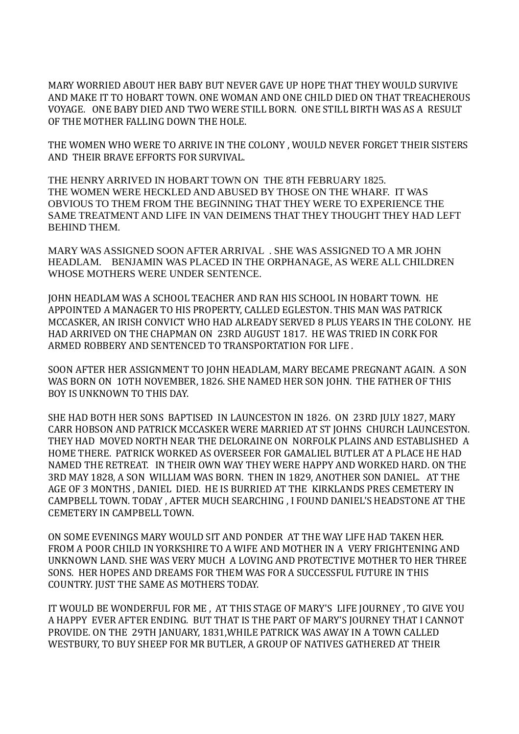MARY WORRIED ABOUT HER BABY BUT NEVER GAVE UP HOPE THAT THEY WOULD SURVIVE AND MAKE IT TO HOBART TOWN. ONE WOMAN AND ONE CHILD DIED ON THAT TREACHEROUS VOYAGE. ONE BABY DIED AND TWO WERE STILL BORN. ONE STILL BIRTH WAS AS A RESULT OF THE MOTHER FALLING DOWN THE HOLE.

THE WOMEN WHO WERE TO ARRIVE IN THE COLONY , WOULD NEVER FORGET THEIR SISTERS AND THEIR BRAVE EFFORTS FOR SURVIVAL.

THE HENRY ARRIVED IN HOBART TOWN ON THE 8TH FEBRUARY 1825.
THE WOMEN WERE HECKLED AND ABUSED BY THOSE ON THE WHARF. IT WAS OBVIOUS TO THEM FROM THE BEGINNING THAT THEY WERE TO EXPERIENCE THE SAME TREATMENT AND LIFE IN VAN DEIMENS THAT THEY THOUGHT THEY HAD LEFT BEHIND THEM.

MARY WAS ASSIGNED SOON AFTER ARRIVAL . SHE WAS ASSIGNED TO A MR JOHN HEADLAM. BENJAMIN WAS PLACED IN THE ORPHANAGE, AS WERE ALL CHILDREN WHOSE MOTHERS WERE UNDER SENTENCE.

JOHN HEADLAM WAS A SCHOOL TEACHER AND RAN HIS SCHOOL IN HOBART TOWN. HE APPOINTED A MANAGER TO HIS PROPERTY, CALLED EGLESTON. THIS MAN WAS PATRICK MCCASKER, AN IRISH CONVICT WHO HAD ALREADY SERVED 8 PLUS YEARS IN THE COLONY. HE HAD ARRIVED ON THE CHAPMAN ON 23RD AUGUST 1817. HE WAS TRIED IN CORK FOR ARMED ROBBERY AND SENTENCED TO TRANSPORTATION FOR LIFE .

SOON AFTER HER ASSIGNMENT TO JOHN HEADLAM, MARY BECAME PREGNANT AGAIN. A SON WAS BORN ON 1OTH NOVEMBER, 1826. SHE NAMED HER SON JOHN. THE FATHER OF THIS BOY IS UNKNOWN TO THIS DAY.

SHE HAD BOTH HER SONS BAPTISED IN LAUNCESTON IN 1826. ON 23RD JULY 1827, MARY CARR HOBSON AND PATRICK MCCASKER WERE MARRIED AT ST JOHNS CHURCH LAUNCESTON. THEY HAD MOVED NORTH NEAR THE DELORAINE ON NORFOLK PLAINS AND ESTABLISHED A HOME THERE. PATRICK WORKED AS OVERSEER FOR GAMALIEL BUTLER AT A PLACE HE HAD NAMED THE RETREAT. IN THEIR OWN WAY THEY WERE HAPPY AND WORKED HARD. ON THE 3RD MAY 1828, A SON WILLIAM WAS BORN. THEN IN 1829, ANOTHER SON DANIEL. AT THE AGE OF 3 MONTHS , DANIEL DIED. HE IS BURRIED AT THE KIRKLANDS PRES CEMETERY IN CAMPBELL TOWN. TODAY , AFTER MUCH SEARCHING , I FOUND DANIEL'S HEADSTONE AT THE CEMETERY IN CAMPBELL TOWN.

ON SOME EVENINGS MARY WOULD SIT AND PONDER AT THE WAY LIFE HAD TAKEN HER. FROM A POOR CHILD IN YORKSHIRE TO A WIFE AND MOTHER IN A VERY FRIGHTENING AND UNKNOWN LAND. SHE WAS VERY MUCH A LOVING AND PROTECTIVE MOTHER TO HER THREE SONS. HER HOPES AND DREAMS FOR THEM WAS FOR A SUCCESSFUL FUTURE IN THIS COUNTRY. JUST THE SAME AS MOTHERS TODAY.

IT WOULD BE WONDERFUL FOR ME , AT THIS STAGE OF MARY'S LIFE JOURNEY , TO GIVE YOU A HAPPY EVER AFTER ENDING. BUT THAT IS THE PART OF MARY'S JOURNEY THAT I CANNOT PROVIDE. ON THE 29TH JANUARY, 1831,WHILE PATRICK WAS AWAY IN A TOWN CALLED WESTBURY, TO BUY SHEEP FOR MR BUTLER, A GROUP OF NATIVES GATHERED AT THEIR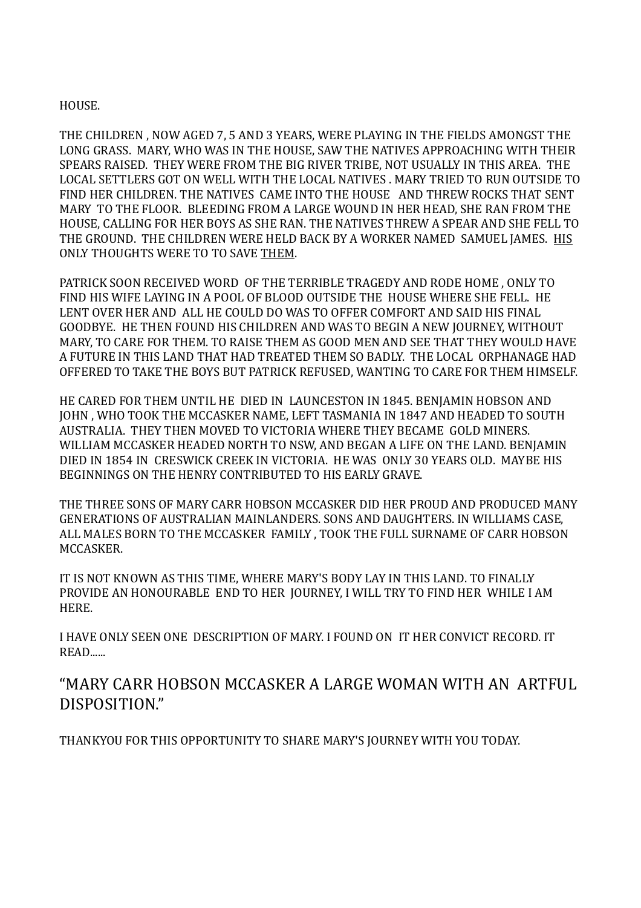HOUSE.

THE CHILDREN , NOW AGED 7, 5 AND 3 YEARS, WERE PLAYING IN THE FIELDS AMONGST THE LONG GRASS. MARY, WHO WAS IN THE HOUSE, SAW THE NATIVES APPROACHING WITH THEIR SPEARS RAISED. THEY WERE FROM THE BIG RIVER TRIBE, NOT USUALLY IN THIS AREA. THE LOCAL SETTLERS GOT ON WELL WITH THE LOCAL NATIVES . MARY TRIED TO RUN OUTSIDE TO FIND HER CHILDREN. THE NATIVES CAME INTO THE HOUSE AND THREW ROCKS THAT SENT MARY TO THE FLOOR. BLEEDING FROM A LARGE WOUND IN HER HEAD, SHE RAN FROM THE HOUSE, CALLING FOR HER BOYS AS SHE RAN. THE NATIVES THREW A SPEAR AND SHE FELL TO THE GROUND. THE CHILDREN WERE HELD BACK BY A WORKER NAMED SAMUEL JAMES. <u>HIS</u> ONLY THOUGHTS WERE TO TO SAVE <u>THEM</u>.

PATRICK SOON RECEIVED WORD OF THE TERRIBLE TRAGEDY AND RODE HOME , ONLY TO FIND HIS WIFE LAYING IN A POOL OF BLOOD OUTSIDE THE HOUSE WHERE SHE FELL. HE LENT OVER HER AND ALL HE COULD DO WAS TO OFFER COMFORT AND SAID HIS FINAL GOODBYE. HE THEN FOUND HIS CHILDREN AND WAS TO BEGIN A NEW JOURNEY, WITHOUT MARY, TO CARE FOR THEM. TO RAISE THEM AS GOOD MEN AND SEE THAT THEY WOULD HAVE A FUTURE IN THIS LAND THAT HAD TREATED THEM SO BADLY. THE LOCAL ORPHANAGE HAD OFFERED TO TAKE THE BOYS BUT PATRICK REFUSED, WANTING TO CARE FOR THEM HIMSELF.

HE CARED FOR THEM UNTIL HE DIED IN LAUNCESTON IN 1845. BENJAMIN HOBSON AND JOHN , WHO TOOK THE MCCASKER NAME, LEFT TASMANIA IN 1847 AND HEADED TO SOUTH AUSTRALIA. THEY THEN MOVED TO VICTORIA WHERE THEY BECAME GOLD MINERS. WILLIAM MCCASKER HEADED NORTH TO NSW, AND BEGAN A LIFE ON THE LAND. BENJAMIN DIED IN 1854 IN CRESWICK CREEK IN VICTORIA. HE WAS ONLY 30 YEARS OLD. MAYBE HIS BEGINNINGS ON THE HENRY CONTRIBUTED TO HIS EARLY GRAVE.

THE THREE SONS OF MARY CARR HOBSON MCCASKER DID HER PROUD AND PRODUCED MANY GENERATIONS OF AUSTRALIAN MAINLANDERS. SONS AND DAUGHTERS. IN WILLIAMS CASE, ALL MALES BORN TO THE MCCASKER FAMILY , TOOK THE FULL SURNAME OF CARR HOBSON MCCASKER.

IT IS NOT KNOWN AS THIS TIME, WHERE MARY'S BODY LAY IN THIS LAND. TO FINALLY PROVIDE AN HONOURABLE END TO HER JOURNEY, I WILL TRY TO FIND HER WHILE I AM HERE.

I HAVE ONLY SEEN ONE DESCRIPTION OF MARY. I FOUND ON IT HER CONVICT RECORD. IT READ......

“MARY CARR HOBSON MCCASKER A LARGE WOMAN WITH AN ARTFUL DISPOSITION.”

THANKYOU FOR THIS OPPORTUNITY TO SHARE MARY'S JOURNEY WITH YOU TODAY.